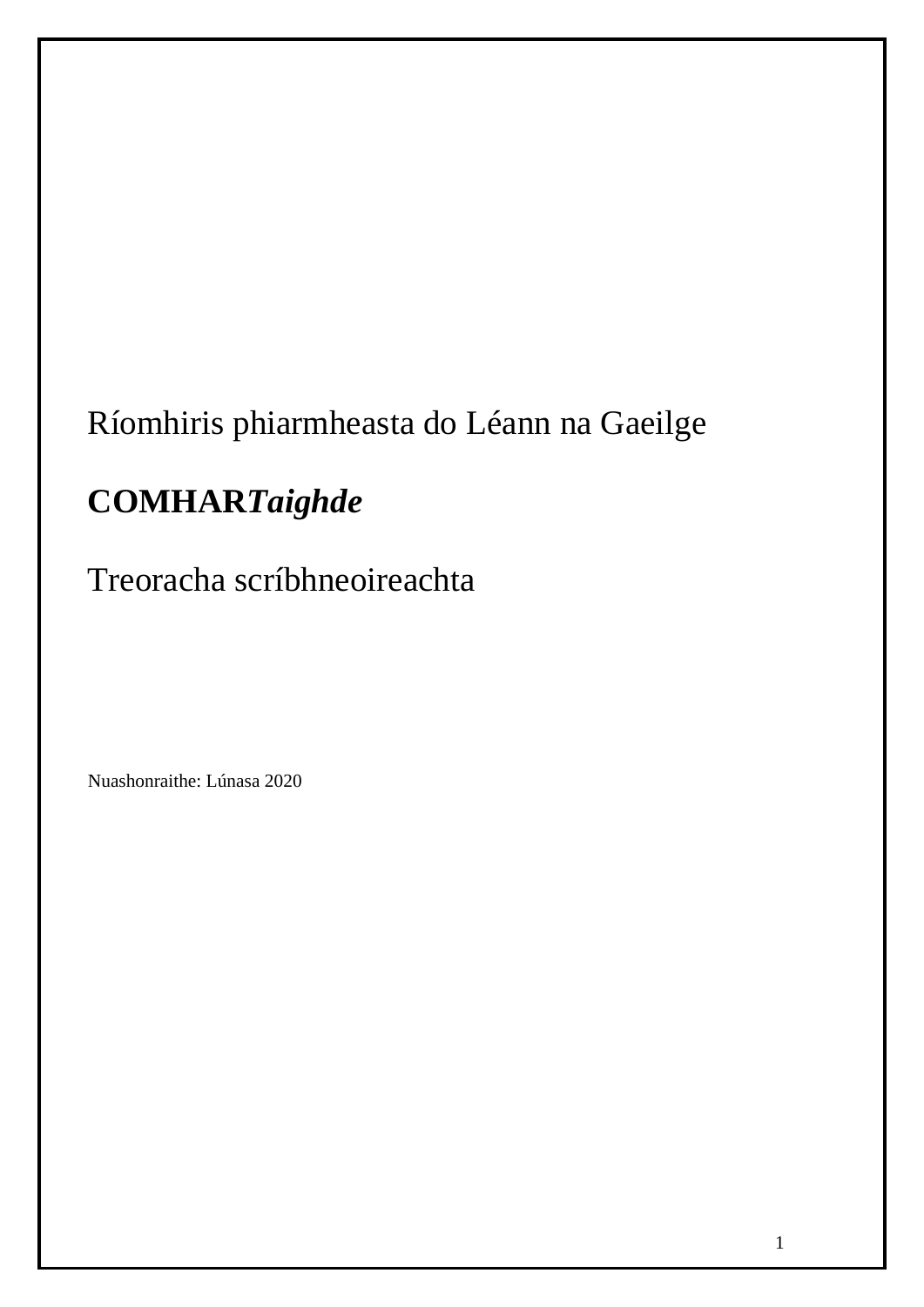Ríomhiris phiarmheasta do Léann na Gaeilge

**COMHAR*Taighde***

Treoracha scríbhneoireachta

Nuashonraithe: Lúnasa 2020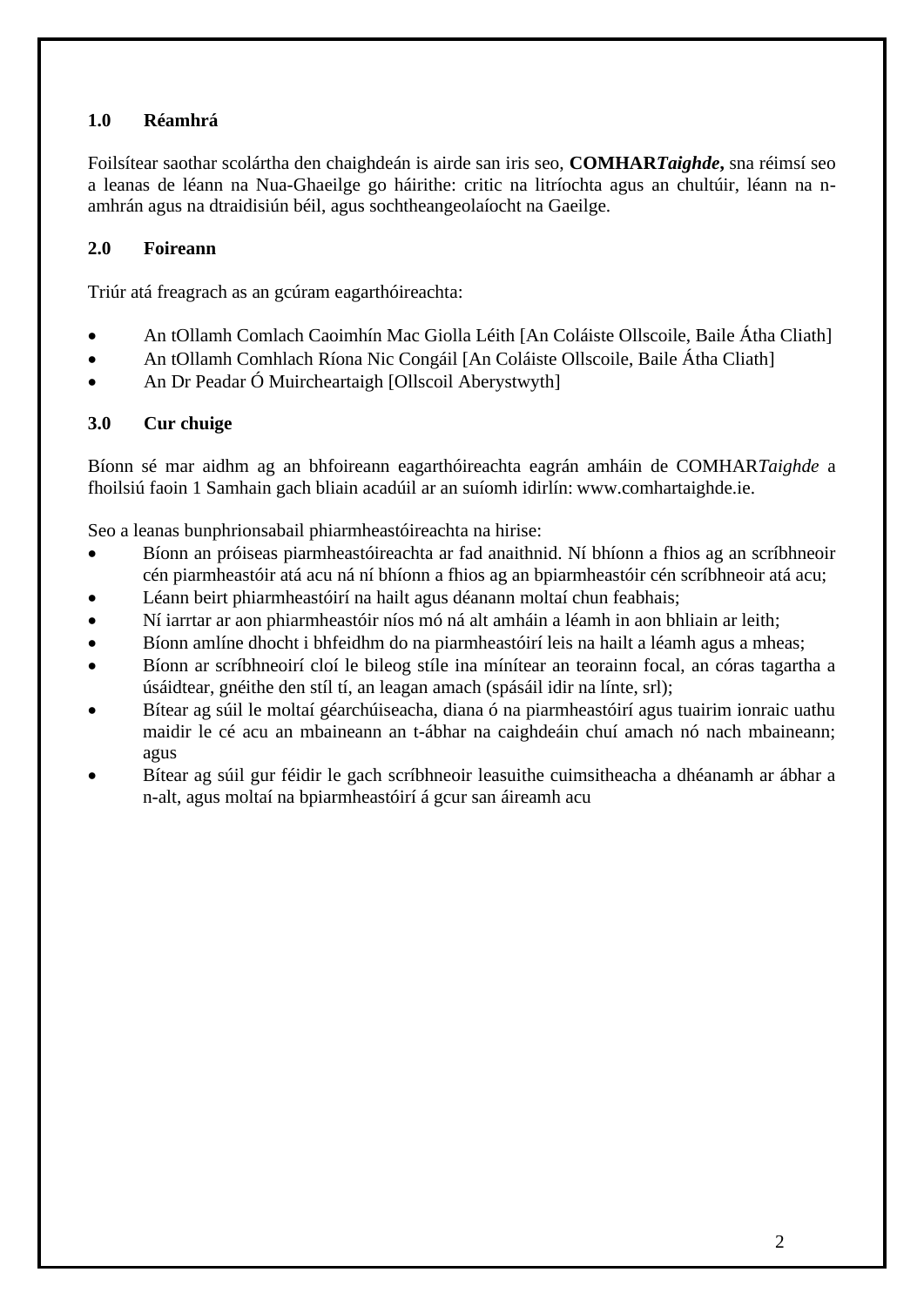## 1.0 Réamhrá

Foilsítear saothar scolártha den chaighdeán is airde san iris seo, **COMHAR*Taighde*,** sna réimsí seo a leanas de léann na Nua-Ghaeilge go háirithe: critic na litríochta agus an chultúir, léann na n-amhrán agus na dtraidisiún béil, agus sochtheangeolaíocht na Gaeilge.

## 2.0 Foireann

Triúr atá freagrach as an gcúram eagarthóireachta:

- An tOllamh Comlach Caoimhín Mac Giolla Léith [An Coláiste Ollscoile, Baile Átha Cliath]
- An tOllamh Comhlach Ríona Nic Congáil [An Coláiste Ollscoile, Baile Átha Cliath]
- An Dr Peadar Ó Muircheartaigh [Ollscoil Aberystwyth]

## 3.0 Cur chuige

Bíonn sé mar aidhm ag an bhfoireann eagarthóireachta eagrán amháin de COMHAR*Taighde* a fhoilsiú faoin 1 Samhain gach bliain acadúil ar an suíomh idirlín: www.comhartaighde.ie.

Seo a leanas bunphrionsabail phiarmheastóireachta na hirise:

- Bíonn an próiseas piarmheastóireachta ar fad anaithnid. Ní bhíonn a fhios ag an scríbhneoir cén piarmheastóir atá acu ná ní bhíonn a fhios ag an bpiarmheastóir cén scríbhneoir atá acu;
- Léann beirt phiarmheastóirí na hailt agus déanann moltaí chun feabhais;
- Ní iarrtar ar aon phiarmheastóir níos mó ná alt amháin a léamh in aon bhliain ar leith;
- Bíonn amlíne dhocht i bhfeidhm do na piarmheastóirí leis na hailt a léamh agus a mheas;
- Bíonn ar scríbhneoirí cloí le bileog stíle ina mínítear an teorainn focal, an córas tagartha a úsáidtear, gnéithe den stíl tí, an leagan amach (spásáil idir na línte, srl);
- Bítear ag súil le moltaí géarchúiseacha, diana ó na piarmheastóirí agus tuairim ionraic uathu maidir le cé acu an mbaineann an t-ábhar na caighdeáin chuí amach nó nach mbaineann; agus
- Bítear ag súil gur féidir le gach scríbhneoir leasuithe cuimsitheacha a dhéanamh ar ábhar a n-alt, agus moltaí na bpiarmheastóirí á gcur san áireamh acu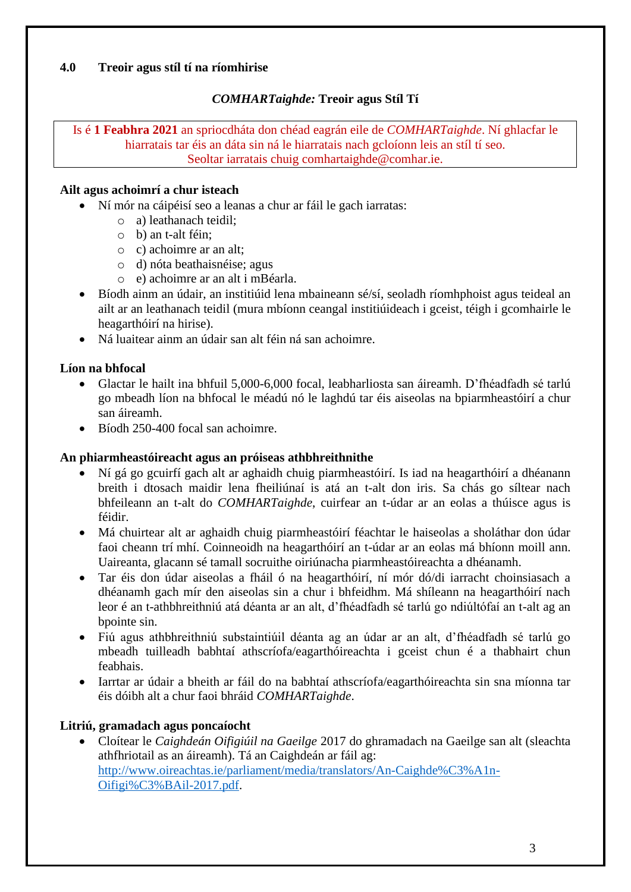## 4.0 Treoir agus stíl tí na ríomhirise

### *COMHARTaighde:* Treoir agus Stíl Tí

Is é **1 Feabhra 2021** an spriocdháta don chéad eagrán eile de *COMHARTaighde*. Ní ghlacfar le hiarratais tar éis an dáta sin ná le hiarratais nach gcloíonn leis an stíl tí seo. Seoltar iarratais chuig comhartaighde@comhar.ie.

**Ailt agus achoimrí a chur isteach**

- Ní mór na cáipéisí seo a leanas a chur ar fáil le gach iarratas:
  - a) leathanach teidil;
  - b) an t-alt féin;
  - c) achoimre ar an alt;
  - d) nóta beathaisnéise; agus
  - e) achoimre ar an alt i mBéarla.
- Bíodh ainm an údair, an institiúid lena mbaineann sé/sí, seoladh ríomhphoist agus teideal an ailt ar an leathanach teidil (mura mbíonn ceangal institiúideach i gceist, téigh i gcomhairle le heagarthóirí na hirise).
- Ná luaitear ainm an údair san alt féin ná san achoimre.

**Líon na bhfocal**

- Glactar le hailt ina bhfuil 5,000-6,000 focal, leabharliosta san áireamh. D'fhéadfadh sé tarlú go mbeadh líon na bhfocal le méadú nó le laghdú tar éis aiseolas na bpiarmheastóirí a chur san áireamh.
- Bíodh 250-400 focal san achoimre.

**An phiarmheastóireacht agus an próiseas athbhreithnithe**

- Ní gá go gcuirfí gach alt ar aghaidh chuig piarmheastóirí. Is iad na heagarthóirí a dhéanann breith i dtosach maidir lena fheiliúnaí is atá an t-alt don iris. Sa chás go síltear nach bhfeileann an t-alt do *COMHARTaighde*, cuirfear an t-údar ar an eolas a thúisce agus is féidir.
- Má chuirtear alt ar aghaidh chuig piarmheastóirí féachtar le haiseolas a sholáthar don údar faoi cheann trí mhí. Coinneoidh na heagarthóirí an t-údar ar an eolas má bhíonn moill ann. Uaireanta, glacann sé tamall socruithe oiriúnacha piarmheastóireachta a dhéanamh.
- Tar éis don údar aiseolas a fháil ó na heagarthóirí, ní mór dó/di iarracht choinsiasach a dhéanamh gach mír den aiseolas sin a chur i bhfeidhm. Má shíleann na heagarthóirí nach leor é an t-athbhreithniú atá déanta ar an alt, d'fhéadfadh sé tarlú go ndiúltófaí an t-alt ag an bpointe sin.
- Fiú agus athbhreithniú substaintiúil déanta ag an údar ar an alt, d'fhéadfadh sé tarlú go mbeadh tuilleadh babhtaí athscríofa/eagarthóireachta i gceist chun é a thabhairt chun feabhais.
- Iarrtar ar údair a bheith ar fáil do na babhtaí athscríofa/eagarthóireachta sin sna míonna tar éis dóibh alt a chur faoi bhráid *COMHARTaighde*.

**Litriú, gramadach agus poncaíocht**

- Cloítear le *Caighdeán Oifigiúil na Gaeilge* 2017 do ghramadach na Gaeilge san alt (sleachta athfhriotail as an áireamh). Tá an Caighdeán ar fáil ag: http://www.oireachtas.ie/parliament/media/translators/An-Caighde%C3%A1n-Oifigi%C3%BAil-2017.pdf.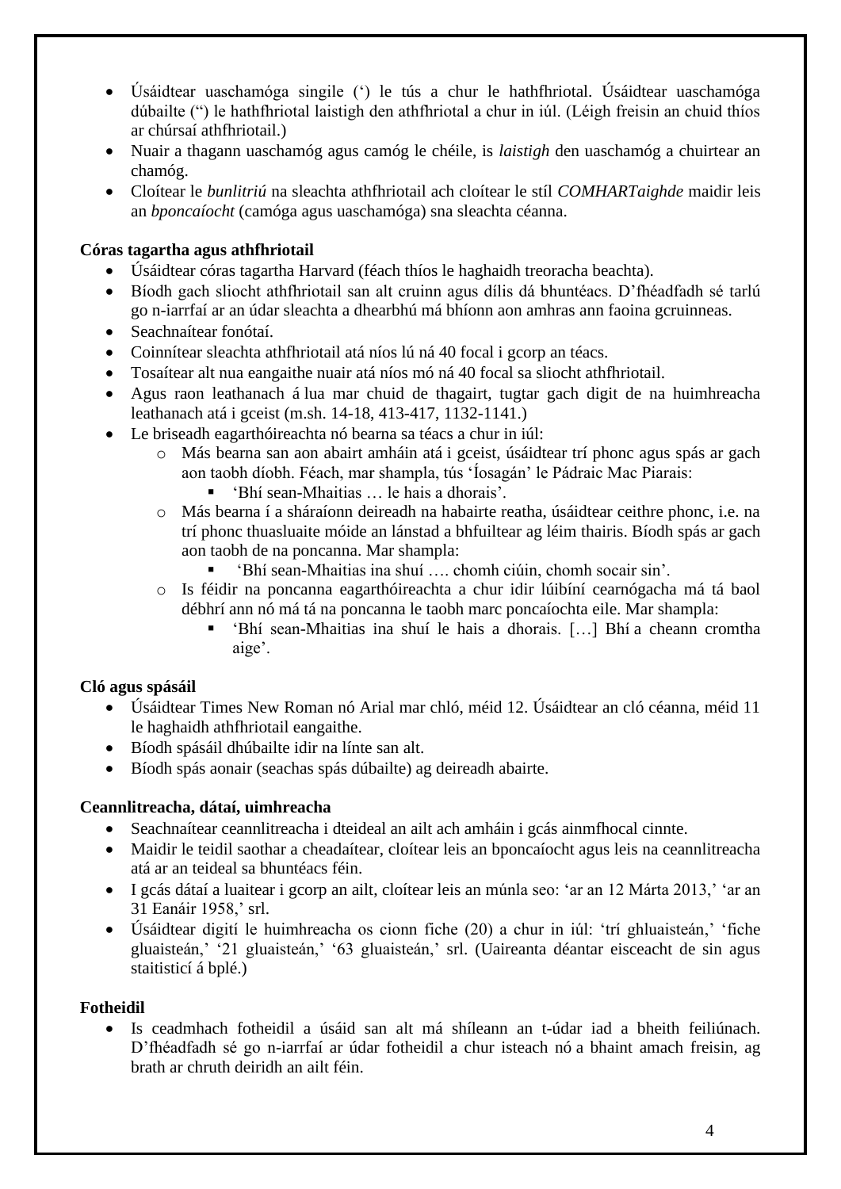- Úsáidtear uaschamóga singile (‘) le tús a chur le hathfhriotal. Úsáidtear uaschamóga dúbailte (“) le hathfhriotal laistigh den athfhriotal a chur in iúl. (Léigh freisin an chuid thíos ar chúrsaí athfhriotail.)
- Nuair a thagann uaschamóg agus camóg le chéile, is *laistigh* den uaschamóg a chuirtear an chamóg.
- Cloítear le *bunlitriú* na sleachta athfhriotail ach cloítear le stíl *COMHARTaighde* maidir leis an *bponcaíocht* (camóga agus uaschamóga) sna sleachta céanna.

**Córas tagartha agus athfhriotail**

- Úsáidtear córas tagartha Harvard (féach thíos le haghaidh treoracha beachta).
- Bíodh gach sliocht athfhriotail san alt cruinn agus dílis dá bhuntéacs. D’fhéadfadh sé tarlú go n-iarrfaí ar an údar sleachta a dhearbhú má bhíonn aon amhras ann faoina gcruinneas.
- Seachnaítear fonótaí.
- Coinnítear sleachta athfhriotail atá níos lú ná 40 focal i gcorp an téacs.
- Tosaítear alt nua eangaithe nuair atá níos mó ná 40 focal sa sliocht athfhriotail.
- Agus raon leathanach á lua mar chuid de thagairt, tugtar gach digit de na huimhreacha leathanach atá i gceist (m.sh. 14-18, 413-417, 1132-1141.)
- Le briseadh eagarthóireachta nó bearna sa téacs a chur in iúl:
  - Más bearna san aon abairt amháin atá i gceist, úsáidtear trí phonc agus spás ar gach aon taobh díobh. Féach, mar shampla, tús ‘Íosagán’ le Pádraic Mac Piarais:
    - ‘Bhí sean-Mhaitias … le hais a dhorais’.
  - Más bearna í a sháraíonn deireadh na habairte reatha, úsáidtear ceithre phonc, i.e. na trí phonc thuasluaite móide an lánstad a bhfuiltear ag léim thairis. Bíodh spás ar gach aon taobh de na poncanna. Mar shampla:
    - ‘Bhí sean-Mhaitias ina shuí …. chomh ciúin, chomh socair sin’.
  - Is féidir na poncanna eagarthóireachta a chur idir lúibíní cearnógacha má tá baol débhrí ann nó má tá na poncanna le taobh marc poncaíochta eile. Mar shampla:
    - ‘Bhí sean-Mhaitias ina shuí le hais a dhorais. […] Bhí a cheann cromtha aige’.

**Cló agus spásáil**

- Úsáidtear Times New Roman nó Arial mar chló, méid 12. Úsáidtear an cló céanna, méid 11 le haghaidh athfhriotail eangaithe.
- Bíodh spásáil dhúbailte idir na línte san alt.
- Bíodh spás aonair (seachas spás dúbailte) ag deireadh abairte.

**Ceannlitreacha, dátaí, uimhreacha**

- Seachnaítear ceannlitreacha i dteideal an ailt ach amháin i gcás ainmfhocal cinnte.
- Maidir le teidil saothar a cheadaítear, cloítear leis an bponcaíocht agus leis na ceannlitreacha atá ar an teideal sa bhuntéacs féin.
- I gcás dátaí a luaitear i gcorp an ailt, cloítear leis an múnla seo: ‘ar an 12 Márta 2013,’ ‘ar an 31 Eanáir 1958,’ srl.
- Úsáidtear digití le huimhreacha os cionn fiche (20) a chur in iúl: ‘trí ghluaisteán,’ ‘fiche gluaisteán,’ ‘21 gluaisteán,’ ‘63 gluaisteán,’ srl. (Uaireanta déantar eisceacht de sin agus staitisticí á bplé.)

**Fotheidil**

- Is ceadmhach fotheidil a úsáid san alt má shíleann an t-údar iad a bheith feiliúnach. D’fhéadfadh sé go n-iarrfaí ar údar fotheidil a chur isteach nó a bhaint amach freisin, ag brath ar chruth deiridh an ailt féin.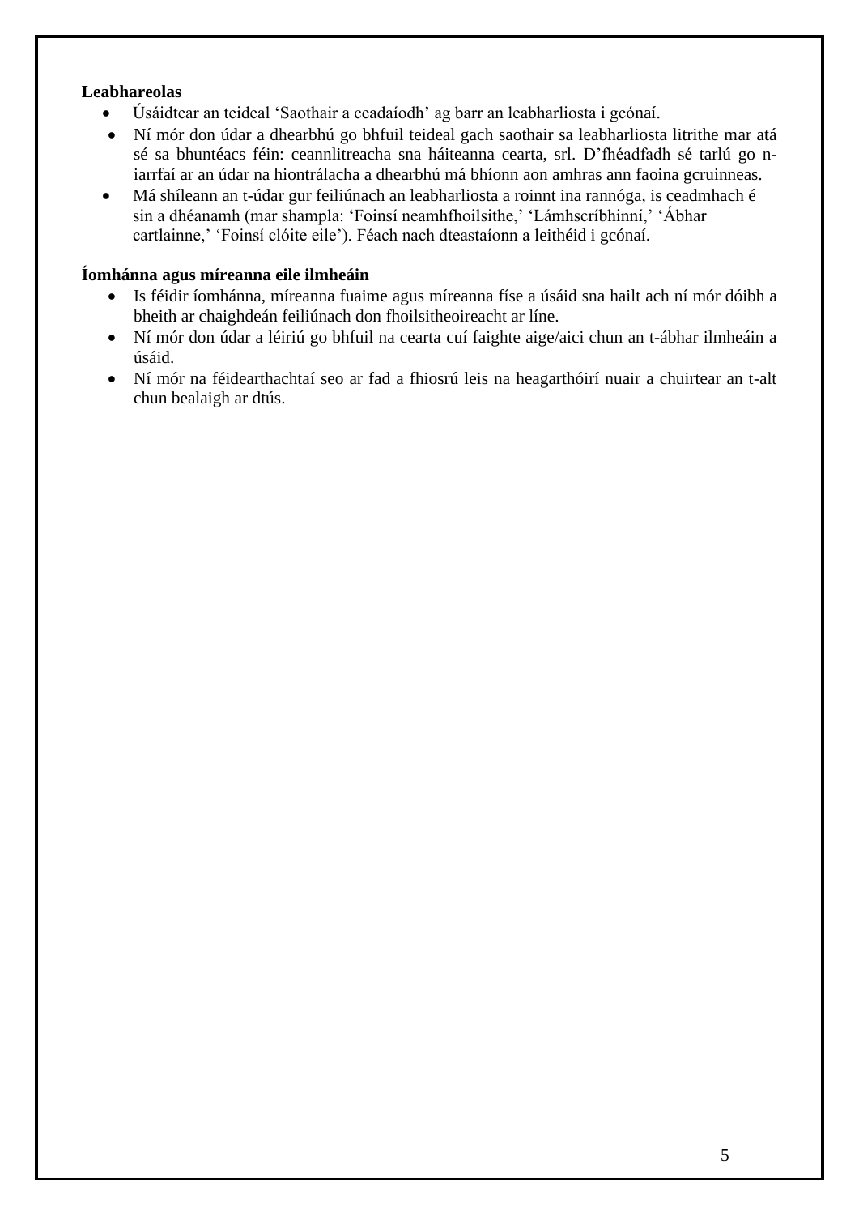**Leabhareolas**

- Úsáidtear an teideal 'Saothair a ceadaíodh' ag barr an leabharliosta i gcónaí.
- Ní mór don údar a dhearbhú go bhfuil teideal gach saothair sa leabharliosta litrithe mar atá sé sa bhuntéacs féin: ceannlitreacha sna háiteanna cearta, srl. D'fhéadfadh sé tarlú go n-iarrfaí ar an údar na hiontrálacha a dhearbhú má bhíonn aon amhras ann faoina gcruinneas.
- Má shíleann an t-údar gur feiliúnach an leabharliosta a roinnt ina rannóga, is ceadmhach é sin a dhéanamh (mar shampla: 'Foinsí neamhfhoilsithe,' 'Lámhscríbhinní,' 'Ábhar cartlainne,' 'Foinsí clóite eile'). Féach nach dteastaíonn a leithéid i gcónaí.

**Íomhánna agus míreanna eile ilmheáin**

- Is féidir íomhánna, míreanna fuaime agus míreanna físe a úsáid sna hailt ach ní mór dóibh a bheith ar chaighdeán feiliúnach don fhoilsitheoireacht ar líne.
- Ní mór don údar a léiriú go bhfuil na cearta cuí faighte aige/aici chun an t-ábhar ilmheáin a úsáid.
- Ní mór na féidearthachtaí seo ar fad a fhiosrú leis na heagarthóirí nuair a chuirtear an t-alt chun bealaigh ar dtús.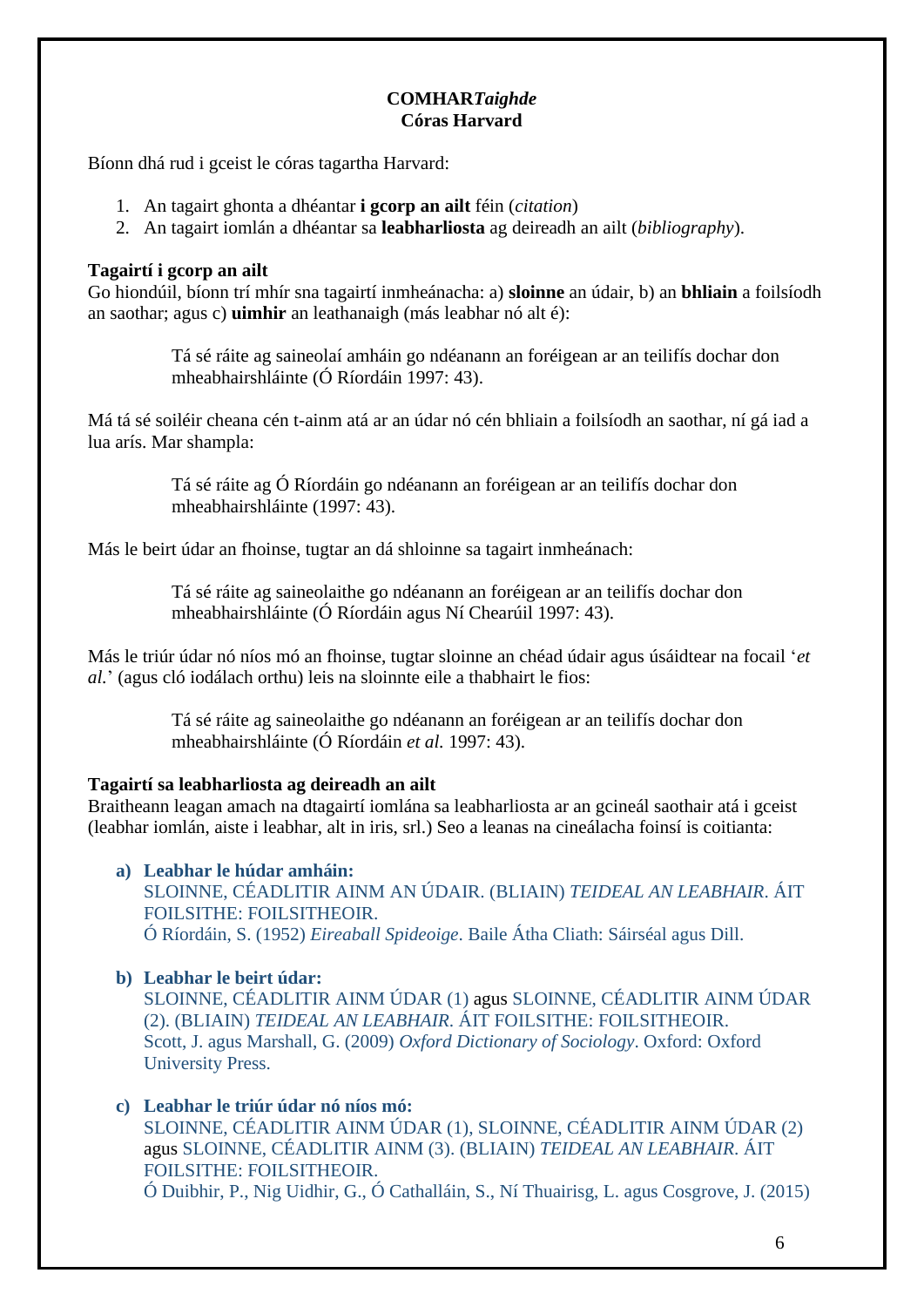**COMHAR*Taighde***
**Córas Harvard**

Bíonn dhá rud i gceist le córas tagartha Harvard:

1. An tagairt ghonta a dhéantar **i gcorp an ailt** féin (*citation*)
2. An tagairt iomlán a dhéantar sa **leabharliosta** ag deireadh an ailt (*bibliography*).

**Tagairtí i gcorp an ailt**
Go hiondúil, bíonn trí mhír sna tagairtí inmheánacha: a) **sloinne** an údair, b) an **bhliain** a foilsíodh an saothar; agus c) **uimhir** an leathanaigh (más leabhar nó alt é):

> Tá sé ráite ag saineolaí amháin go ndéanann an foréigean ar an teilifís dochar don mheabhairshláinte (Ó Ríordáin 1997: 43).

Má tá sé soiléir cheana cén t-ainm atá ar an údar nó cén bhliain a foilsíodh an saothar, ní gá iad a lua arís. Mar shampla:

> Tá sé ráite ag Ó Ríordáin go ndéanann an foréigean ar an teilifís dochar don mheabhairshláinte (1997: 43).

Más le beirt údar an fhoinse, tugtar an dá shloinne sa tagairt inmheánach:

> Tá sé ráite ag saineolaithe go ndéanann an foréigean ar an teilifís dochar don mheabhairshláinte (Ó Ríordáin agus Ní Chearúil 1997: 43).

Más le triúr údar nó níos mó an fhoinse, tugtar sloinne an chéad údair agus úsáidtear na focail '*et al.*' (agus cló iodálach orthu) leis na sloinnte eile a thabhairt le fios:

> Tá sé ráite ag saineolaithe go ndéanann an foréigean ar an teilifís dochar don mheabhairshláinte (Ó Ríordáin *et al.* 1997: 43).

**Tagairtí sa leabharliosta ag deireadh an ailt**
Braitheann leagan amach na dtagairtí iomlána sa leabharliosta ar an gcineál saothair atá i gceist (leabhar iomlán, aiste i leabhar, alt in iris, srl.) Seo a leanas na cineálacha foinsí is coitianta:

**a) Leabhar le húdar amháin:**
SLOINNE, CÉADLITIR AINM AN ÚDAIR. (BLIAIN) *TEIDEAL AN LEABHAIR*. ÁIT FOILSITHE: FOILSITHEOIR.
Ó Ríordáin, S. (1952) *Eireaball Spideoige*. Baile Átha Cliath: Sáirséal agus Dill.

**b) Leabhar le beirt údar:**
SLOINNE, CÉADLITIR AINM ÚDAR (1) agus SLOINNE, CÉADLITIR AINM ÚDAR (2). (BLIAIN) *TEIDEAL AN LEABHAIR*. ÁIT FOILSITHE: FOILSITHEOIR.
Scott, J. agus Marshall, G. (2009) *Oxford Dictionary of Sociology*. Oxford: Oxford University Press.

**c) Leabhar le triúr údar nó níos mó:**
SLOINNE, CÉADLITIR AINM ÚDAR (1), SLOINNE, CÉADLITIR AINM ÚDAR (2) agus SLOINNE, CÉADLITIR AINM (3). (BLIAIN) *TEIDEAL AN LEABHAIR*. ÁIT FOILSITHE: FOILSITHEOIR.
Ó Duibhir, P., Nig Uidhir, G., Ó Cathalláin, S., Ní Thuairisg, L. agus Cosgrove, J. (2015)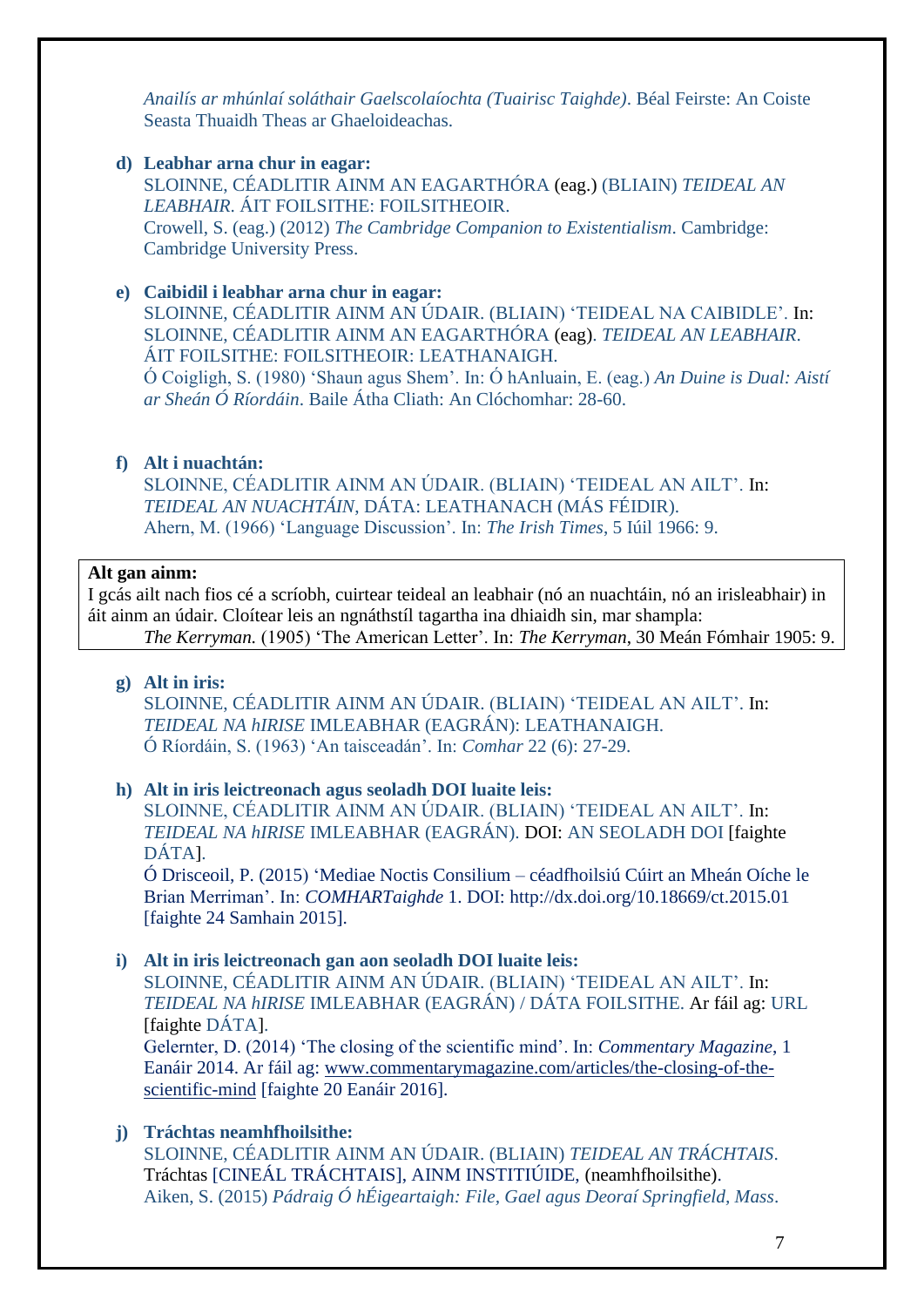*Anailís ar mhúnlaí soláthair Gaelscolaíochta (Tuairisc Taighde)*. Béal Feirste: An Coiste Seasta Thuaidh Theas ar Ghaeloideachas.

**d) Leabhar arna chur in eagar:**
SLOINNE, CÉADLITIR AINM AN EAGARTHÓRA (eag.) (BLIAIN) *TEIDEAL AN LEABHAIR*. ÁIT FOILSITHE: FOILSITHEOIR.
Crowell, S. (eag.) (2012) *The Cambridge Companion to Existentialism*. Cambridge: Cambridge University Press.

**e) Caibidil i leabhar arna chur in eagar:**
SLOINNE, CÉADLITIR AINM AN ÚDAIR. (BLIAIN) 'TEIDEAL NA CAIBIDLE'. In: SLOINNE, CÉADLITIR AINM AN EAGARTHÓRA (eag). *TEIDEAL AN LEABHAIR*. ÁIT FOILSITHE: FOILSITHEOIR: LEATHANAIGH.
Ó Coigligh, S. (1980) 'Shaun agus Shem'. In: Ó hAnluain, E. (eag.) *An Duine is Dual: Aistí ar Sheán Ó Ríordáin*. Baile Átha Cliath: An Clóchomhar: 28-60.

**f) Alt i nuachtán:**
SLOINNE, CÉADLITIR AINM AN ÚDAIR. (BLIAIN) 'TEIDEAL AN AILT'. In: *TEIDEAL AN NUACHTÁIN*, DÁTA: LEATHANACH (MÁS FÉIDIR).
Ahern, M. (1966) 'Language Discussion'. In: *The Irish Times*, 5 Iúil 1966: 9.

**Alt gan ainm:**
I gcás ailt nach fios cé a scríobh, cuirtear teideal an leabhair (nó an nuachtáin, nó an irisleabhair) in áit ainm an údair. Cloítear leis an ngnáthstíl tagartha ina dhiaidh sin, mar shampla:
*The Kerryman*. (1905) 'The American Letter'. In: *The Kerryman*, 30 Meán Fómhair 1905: 9.

**g) Alt in iris:**
SLOINNE, CÉADLITIR AINM AN ÚDAIR. (BLIAIN) 'TEIDEAL AN AILT'. In: *TEIDEAL NA hIRISE* IMLEABHAR (EAGRÁN): LEATHANAIGH.
Ó Ríordáin, S. (1963) 'An taisceadán'. In: *Comhar* 22 (6): 27-29.

**h) Alt in iris leictreonach agus seoladh DOI luaite leis:**
SLOINNE, CÉADLITIR AINM AN ÚDAIR. (BLIAIN) 'TEIDEAL AN AILT'. In: *TEIDEAL NA hIRISE* IMLEABHAR (EAGRÁN). DOI: AN SEOLADH DOI [faighte DÁTA].
Ó Drisceoil, P. (2015) 'Mediae Noctis Consilium – céadfhoilsiú Cúirt an Mheán Oíche le Brian Merriman'. In: *COMHARTaighde* 1. DOI: http://dx.doi.org/10.18669/ct.2015.01 [faighte 24 Samhain 2015].

**i) Alt in iris leictreonach gan aon seoladh DOI luaite leis:**
SLOINNE, CÉADLITIR AINM AN ÚDAIR. (BLIAIN) 'TEIDEAL AN AILT'. In: *TEIDEAL NA hIRISE* IMLEABHAR (EAGRÁN) / DÁTA FOILSITHE. Ar fáil ag: URL [faighte DÁTA].
Gelernter, D. (2014) 'The closing of the scientific mind'. In: *Commentary Magazine*, 1 Eanáir 2014. Ar fáil ag: www.commentarymagazine.com/articles/the-closing-of-the-scientific-mind [faighte 20 Eanáir 2016].

**j) Tráchtas neamhfhoilsithe:**
SLOINNE, CÉADLITIR AINM AN ÚDAIR. (BLIAIN) *TEIDEAL AN TRÁCHTAIS*. Tráchtas [CINEÁL TRÁCHTAIS], AINM INSTITIÚIDE, (neamhfhoilsithe).
Aiken, S. (2015) *Pádraig Ó hÉigeartaigh: File, Gael agus Deoraí Springfield, Mass*.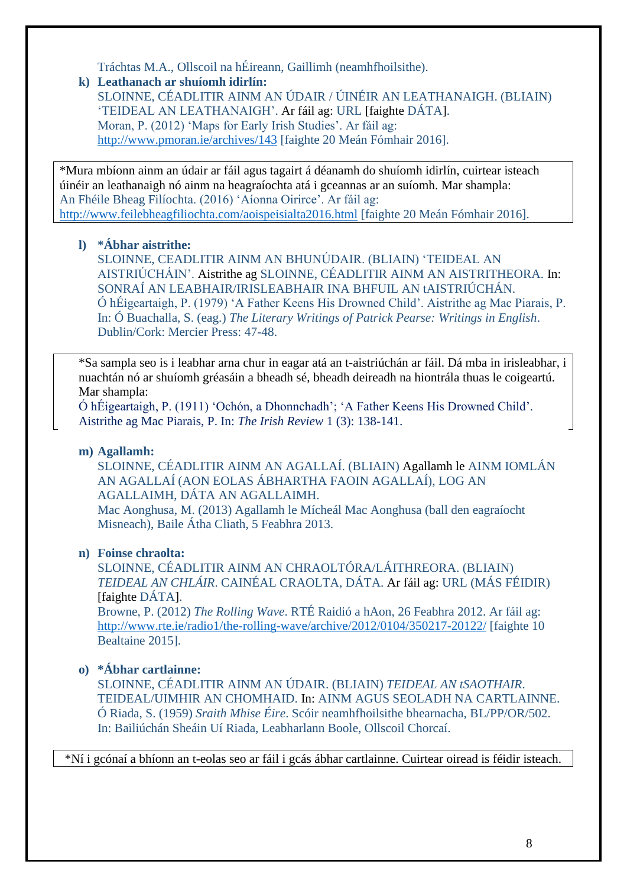Tráchtas M.A., Ollscoil na hÉireann, Gaillimh (neamhfhoilsithe).

**k) Leathanach ar shuíomh idirlín:**

SLOINNE, CÉADLITIR AINM AN ÚDAIR / ÚINÉIR AN LEATHANAIGH. (BLIAIN) 'TEIDEAL AN LEATHANAIGH'. Ar fáil ag: URL [faighte DÁTA].

Moran, P. (2012) 'Maps for Early Irish Studies'. Ar fáil ag: http://www.pmoran.ie/archives/143 [faighte 20 Meán Fómhair 2016].

> *Mura mbíonn ainm an údair ar fáil agus tagairt á déanamh do shuíomh idirlín, cuirtear isteach úinéir an leathanaigh nó ainm na heagraíochta atá i gceannas ar an suíomh. Mar shampla:
> An Fhéile Bheag Filíochta. (2016) 'Aíonna Oirirce'. Ar fáil ag: http://www.feilebheagfiliochta.com/aoispeisialta2016.html [faighte 20 Meán Fómhair 2016].

**l) *Ábhar aistrithe:**

SLOINNE, CEADLITIR AINM AN BHUNÚDAIR. (BLIAIN) 'TEIDEAL AN AISTRIÚCHÁIN'. Aistrithe ag SLOINNE, CÉADLITIR AINM AN AISTRITHEORA. In: SONRAÍ AN LEABHAIR/IRISLEABHAIR INA BHFUIL AN tAISTRIÚCHÁN.

Ó hÉigeartaigh, P. (1979) 'A Father Keens His Drowned Child'. Aistrithe ag Mac Piarais, P. In: Ó Buachalla, S. (eag.) *The Literary Writings of Patrick Pearse: Writings in English*. Dublin/Cork: Mercier Press: 47-48.

> *Sa sampla seo is i leabhar arna chur in eagar atá an t-aistriúchán ar fáil. Dá mba in irisleabhar, i nuachtán nó ar shuíomh gréasáin a bheadh sé, bheadh deireadh na hiontrála thuas le coigeartú. Mar shampla:
> Ó hÉigeartaigh, P. (1911) 'Ochón, a Dhonnchadh'; 'A Father Keens His Drowned Child'. Aistrithe ag Mac Piarais, P. In: *The Irish Review* 1 (3): 138-141.

**m) Agallamh:**

SLOINNE, CÉADLITIR AINM AN AGALLAÍ. (BLIAIN) Agallamh le AINM IOMLÁN AN AGALLAÍ (AON EOLAS ÁBHARTHA FAOIN AGALLAÍ), LOG AN AGALLAIMH, DÁTA AN AGALLAIMH.

Mac Aonghusa, M. (2013) Agallamh le Mícheál Mac Aonghusa (ball den eagraíocht Misneach), Baile Átha Cliath, 5 Feabhra 2013.

**n) Foinse chraolta:**

SLOINNE, CÉADLITIR AINM AN CHRAOLTÓRA/LÁITHREORA. (BLIAIN) *TEIDEAL AN CHLÁIR*. CAINÉAL CRAOLTA, DÁTA. Ar fáil ag: URL (MÁS FÉIDIR) [faighte DÁTA].

Browne, P. (2012) *The Rolling Wave*. RTÉ Raidió a hAon, 26 Feabhra 2012. Ar fáil ag: http://www.rte.ie/radio1/the-rolling-wave/archive/2012/0104/350217-20122/ [faighte 10 Bealtaine 2015].

**o) *Ábhar cartlainne:**

SLOINNE, CÉADLITIR AINM AN ÚDAIR. (BLIAIN) *TEIDEAL AN tSAOTHAIR*. TEIDEAL/UIMHIR AN CHOMHAID. In: AINM AGUS SEOLADH NA CARTLAINNE.

Ó Riada, S. (1959) *Sraith Mhise Éire*. Scóir neamhfhoilsithe bhearnacha, BL/PP/OR/502. In: Bailiúchán Sheáin Uí Riada, Leabharlann Boole, Ollscoil Chorcaí.

> *Ní i gcónaí a bhíonn an t-eolas seo ar fáil i gcás ábhar cartlainne. Cuirtear oiread is féidir isteach.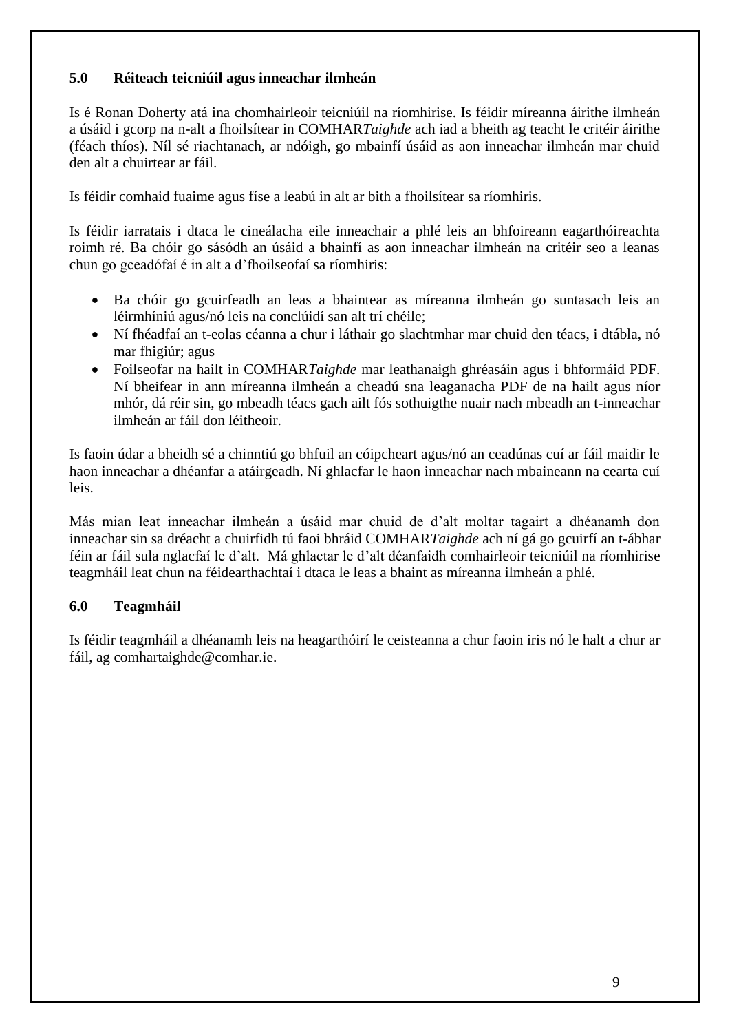## 5.0 Réiteach teicniúil agus inneachar ilmheán

Is é Ronan Doherty atá ina chomhairleoir teicniúil na ríomhirise. Is féidir míreanna áirithe ilmheán a úsáid i gcorp na n-alt a fhoilsítear in COMHAR*Taighde* ach iad a bheith ag teacht le critéir áirithe (féach thíos). Níl sé riachtanach, ar ndóigh, go mbainfí úsáid as aon inneachar ilmheán mar chuid den alt a chuirtear ar fáil.

Is féidir comhaid fuaime agus físe a leabú in alt ar bith a fhoilsítear sa ríomhiris.

Is féidir iarratais i dtaca le cineálacha eile inneachair a phlé leis an bhfoireann eagarthóireachta roimh ré. Ba chóir go sásódh an úsáid a bhainfí as aon inneachar ilmheán na critéir seo a leanas chun go gceadófaí é in alt a d'fhoilseofaí sa ríomhiris:

- Ba chóir go gcuirfeadh an leas a bhaintear as míreanna ilmheán go suntasach leis an léirmhíniú agus/nó leis na conclúidí san alt trí chéile;
- Ní fhéadfaí an t-eolas céanna a chur i láthair go slachtmhar mar chuid den téacs, i dtábla, nó mar fhigiúr; agus
- Foilseofar na hailt in COMHAR*Taighde* mar leathanaigh ghréasáin agus i bhformáid PDF. Ní bheifear in ann míreanna ilmheán a cheadú sna leaganacha PDF de na hailt agus níor mhór, dá réir sin, go mbeadh téacs gach ailt fós sothuigthe nuair nach mbeadh an t-inneachar ilmheán ar fáil don léitheoir.

Is faoin údar a bheidh sé a chinntiú go bhfuil an cóipcheart agus/nó an ceadúnas cuí ar fáil maidir le haon inneachar a dhéanfar a atáirgeadh. Ní ghlacfar le haon inneachar nach mbaineann na cearta cuí leis.

Más mian leat inneachar ilmheán a úsáid mar chuid de d'alt moltar tagairt a dhéanamh don inneachar sin sa dréacht a chuirfidh tú faoi bhráid COMHAR*Taighde* ach ní gá go gcuirfí an t-ábhar féin ar fáil sula nglacfaí le d'alt. Má ghlactar le d'alt déanfaidh comhairleoir teicniúil na ríomhirise teagmháil leat chun na féidearthachtaí i dtaca le leas a bhaint as míreanna ilmheán a phlé.

## 6.0 Teagmháil

Is féidir teagmháil a dhéanamh leis na heagarthóirí le ceisteanna a chur faoin iris nó le halt a chur ar fáil, ag comhartaighde@comhar.ie.